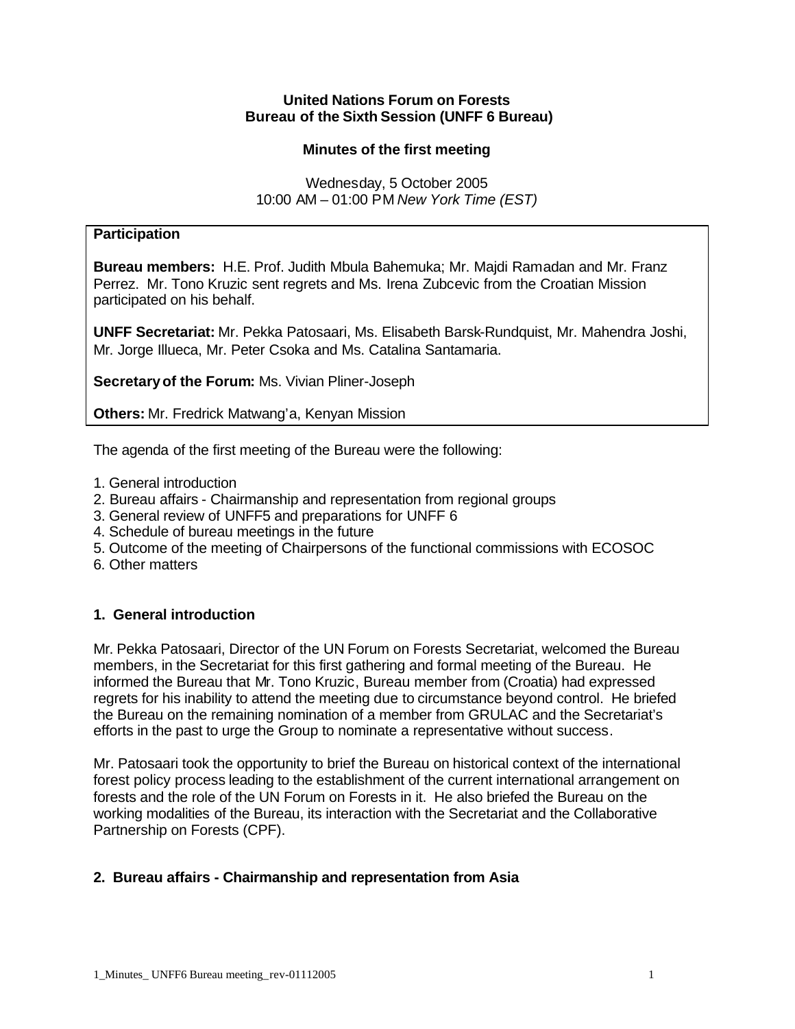**United Nations Forum on Forests**
**Bureau of the Sixth Session (UNFF 6 Bureau)**

**Minutes of the first meeting**

Wednesday, 5 October 2005
10:00 AM – 01:00 PM *New York Time (EST)*

**Participation**

**Bureau members:** H.E. Prof. Judith Mbula Bahemuka; Mr. Majdi Ramadan and Mr. Franz Perrez. Mr. Tono Kruzic sent regrets and Ms. Irena Zubcevic from the Croatian Mission participated on his behalf.

**UNFF Secretariat:** Mr. Pekka Patosaari, Ms. Elisabeth Barsk-Rundquist, Mr. Mahendra Joshi, Mr. Jorge Illueca, Mr. Peter Csoka and Ms. Catalina Santamaria.

**Secretary of the Forum:** Ms. Vivian Pliner-Joseph

**Others:** Mr. Fredrick Matwang'a, Kenyan Mission

The agenda of the first meeting of the Bureau were the following:

1. General introduction
2. Bureau affairs - Chairmanship and representation from regional groups
3. General review of UNFF5 and preparations for UNFF 6
4. Schedule of bureau meetings in the future
5. Outcome of the meeting of Chairpersons of the functional commissions with ECOSOC
6. Other matters

## 1. General introduction

Mr. Pekka Patosaari, Director of the UN Forum on Forests Secretariat, welcomed the Bureau members, in the Secretariat for this first gathering and formal meeting of the Bureau. He informed the Bureau that Mr. Tono Kruzic, Bureau member from (Croatia) had expressed regrets for his inability to attend the meeting due to circumstance beyond control. He briefed the Bureau on the remaining nomination of a member from GRULAC and the Secretariat's efforts in the past to urge the Group to nominate a representative without success.

Mr. Patosaari took the opportunity to brief the Bureau on historical context of the international forest policy process leading to the establishment of the current international arrangement on forests and the role of the UN Forum on Forests in it. He also briefed the Bureau on the working modalities of the Bureau, its interaction with the Secretariat and the Collaborative Partnership on Forests (CPF).

## 2. Bureau affairs - Chairmanship and representation from Asia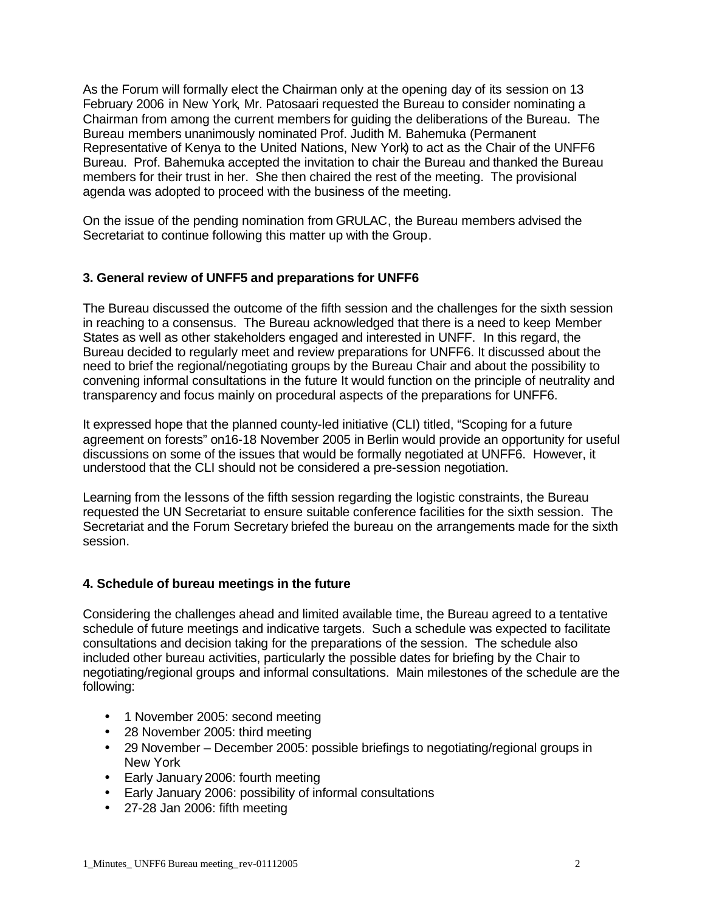As the Forum will formally elect the Chairman only at the opening day of its session on 13 February 2006 in New York, Mr. Patosaari requested the Bureau to consider nominating a Chairman from among the current members for guiding the deliberations of the Bureau. The Bureau members unanimously nominated Prof. Judith M. Bahemuka (Permanent Representative of Kenya to the United Nations, New York) to act as the Chair of the UNFF6 Bureau. Prof. Bahemuka accepted the invitation to chair the Bureau and thanked the Bureau members for their trust in her. She then chaired the rest of the meeting. The provisional agenda was adopted to proceed with the business of the meeting.

On the issue of the pending nomination from GRULAC, the Bureau members advised the Secretariat to continue following this matter up with the Group.

### 3. General review of UNFF5 and preparations for UNFF6

The Bureau discussed the outcome of the fifth session and the challenges for the sixth session in reaching to a consensus. The Bureau acknowledged that there is a need to keep Member States as well as other stakeholders engaged and interested in UNFF. In this regard, the Bureau decided to regularly meet and review preparations for UNFF6. It discussed about the need to brief the regional/negotiating groups by the Bureau Chair and about the possibility to convening informal consultations in the future It would function on the principle of neutrality and transparency and focus mainly on procedural aspects of the preparations for UNFF6.

It expressed hope that the planned county-led initiative (CLI) titled, "Scoping for a future agreement on forests" on16-18 November 2005 in Berlin would provide an opportunity for useful discussions on some of the issues that would be formally negotiated at UNFF6. However, it understood that the CLI should not be considered a pre-session negotiation.

Learning from the lessons of the fifth session regarding the logistic constraints, the Bureau requested the UN Secretariat to ensure suitable conference facilities for the sixth session. The Secretariat and the Forum Secretary briefed the bureau on the arrangements made for the sixth session.

### 4. Schedule of bureau meetings in the future

Considering the challenges ahead and limited available time, the Bureau agreed to a tentative schedule of future meetings and indicative targets. Such a schedule was expected to facilitate consultations and decision taking for the preparations of the session. The schedule also included other bureau activities, particularly the possible dates for briefing by the Chair to negotiating/regional groups and informal consultations. Main milestones of the schedule are the following:

- 1 November 2005: second meeting
- 28 November 2005: third meeting
- 29 November – December 2005: possible briefings to negotiating/regional groups in New York
- Early January 2006: fourth meeting
- Early January 2006: possibility of informal consultations
- 27-28 Jan 2006: fifth meeting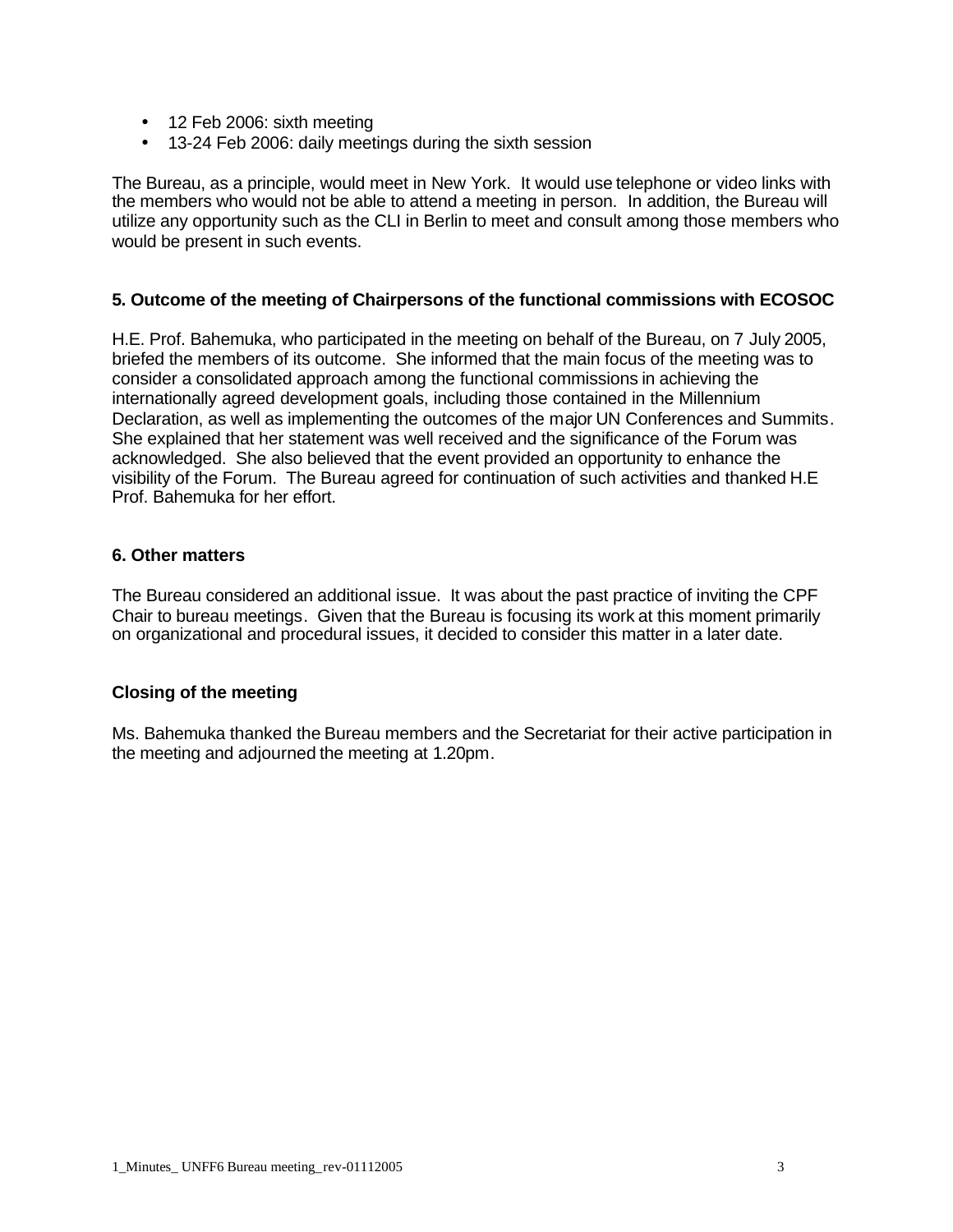- 12 Feb 2006: sixth meeting
- 13-24 Feb 2006: daily meetings during the sixth session

The Bureau, as a principle, would meet in New York. It would use telephone or video links with the members who would not be able to attend a meeting in person. In addition, the Bureau will utilize any opportunity such as the CLI in Berlin to meet and consult among those members who would be present in such events.

### 5. Outcome of the meeting of Chairpersons of the functional commissions with ECOSOC

H.E. Prof. Bahemuka, who participated in the meeting on behalf of the Bureau, on 7 July 2005, briefed the members of its outcome. She informed that the main focus of the meeting was to consider a consolidated approach among the functional commissions in achieving the internationally agreed development goals, including those contained in the Millennium Declaration, as well as implementing the outcomes of the major UN Conferences and Summits. She explained that her statement was well received and the significance of the Forum was acknowledged. She also believed that the event provided an opportunity to enhance the visibility of the Forum. The Bureau agreed for continuation of such activities and thanked H.E Prof. Bahemuka for her effort.

### 6. Other matters

The Bureau considered an additional issue. It was about the past practice of inviting the CPF Chair to bureau meetings. Given that the Bureau is focusing its work at this moment primarily on organizational and procedural issues, it decided to consider this matter in a later date.

### Closing of the meeting

Ms. Bahemuka thanked the Bureau members and the Secretariat for their active participation in the meeting and adjourned the meeting at 1.20pm.